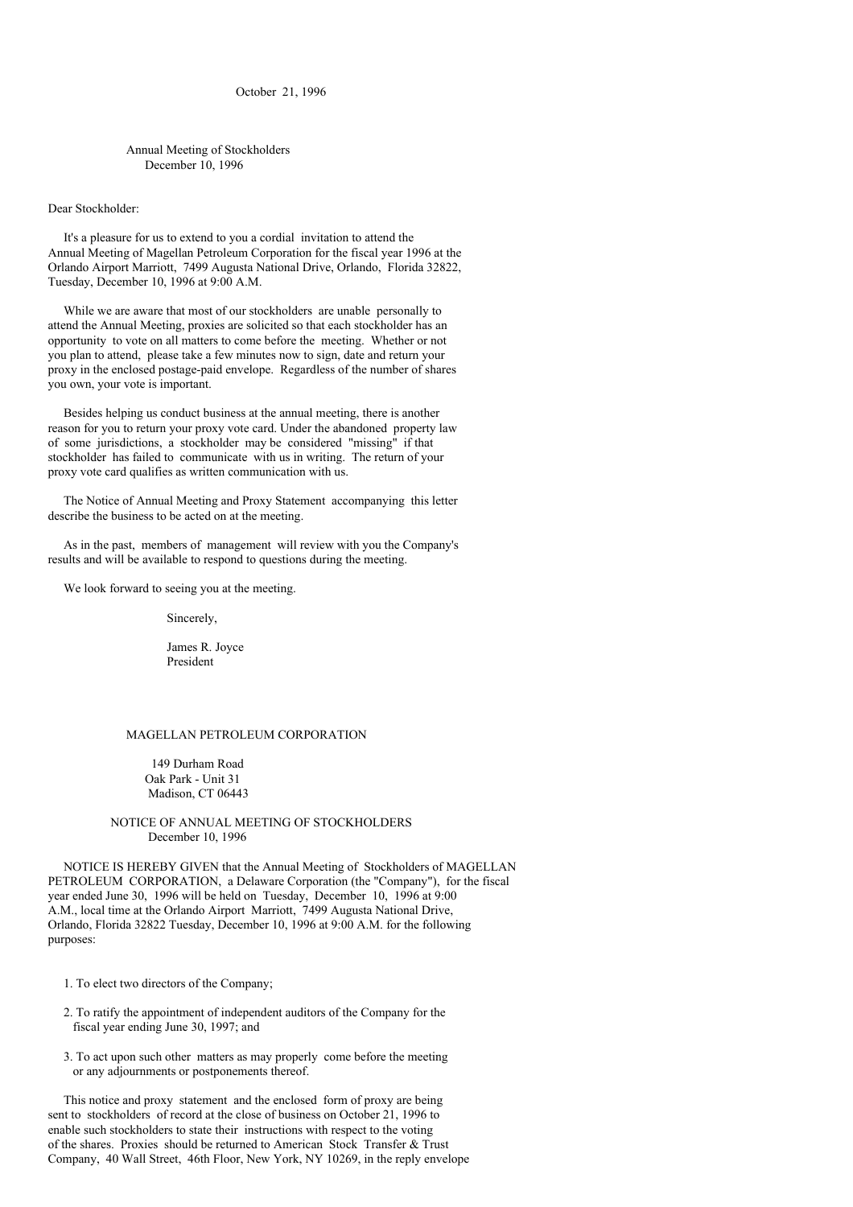October 21, 1996

Annual Meeting of Stockholders
December 10, 1996

Dear Stockholder:

It's a pleasure for us to extend to you a cordial invitation to attend the Annual Meeting of Magellan Petroleum Corporation for the fiscal year 1996 at the Orlando Airport Marriott, 7499 Augusta National Drive, Orlando, Florida 32822, Tuesday, December 10, 1996 at 9:00 A.M.

While we are aware that most of our stockholders are unable personally to attend the Annual Meeting, proxies are solicited so that each stockholder has an opportunity to vote on all matters to come before the meeting. Whether or not you plan to attend, please take a few minutes now to sign, date and return your proxy in the enclosed postage-paid envelope. Regardless of the number of shares you own, your vote is important.

Besides helping us conduct business at the annual meeting, there is another reason for you to return your proxy vote card. Under the abandoned property law of some jurisdictions, a stockholder may be considered "missing" if that stockholder has failed to communicate with us in writing. The return of your proxy vote card qualifies as written communication with us.

The Notice of Annual Meeting and Proxy Statement accompanying this letter describe the business to be acted on at the meeting.

As in the past, members of management will review with you the Company's results and will be available to respond to questions during the meeting.

We look forward to seeing you at the meeting.

Sincerely,

James R. Joyce
President

# MAGELLAN PETROLEUM CORPORATION

149 Durham Road
Oak Park - Unit 31
Madison, CT 06443

## NOTICE OF ANNUAL MEETING OF STOCKHOLDERS
December 10, 1996

NOTICE IS HEREBY GIVEN that the Annual Meeting of Stockholders of MAGELLAN PETROLEUM CORPORATION, a Delaware Corporation (the "Company"), for the fiscal year ended June 30, 1996 will be held on Tuesday, December 10, 1996 at 9:00 A.M., local time at the Orlando Airport Marriott, 7499 Augusta National Drive, Orlando, Florida 32822 Tuesday, December 10, 1996 at 9:00 A.M. for the following purposes:

1. To elect two directors of the Company;
2. To ratify the appointment of independent auditors of the Company for the fiscal year ending June 30, 1997; and
3. To act upon such other matters as may properly come before the meeting or any adjournments or postponements thereof.

This notice and proxy statement and the enclosed form of proxy are being sent to stockholders of record at the close of business on October 21, 1996 to enable such stockholders to state their instructions with respect to the voting of the shares. Proxies should be returned to American Stock Transfer & Trust Company, 40 Wall Street, 46th Floor, New York, NY 10269, in the reply envelope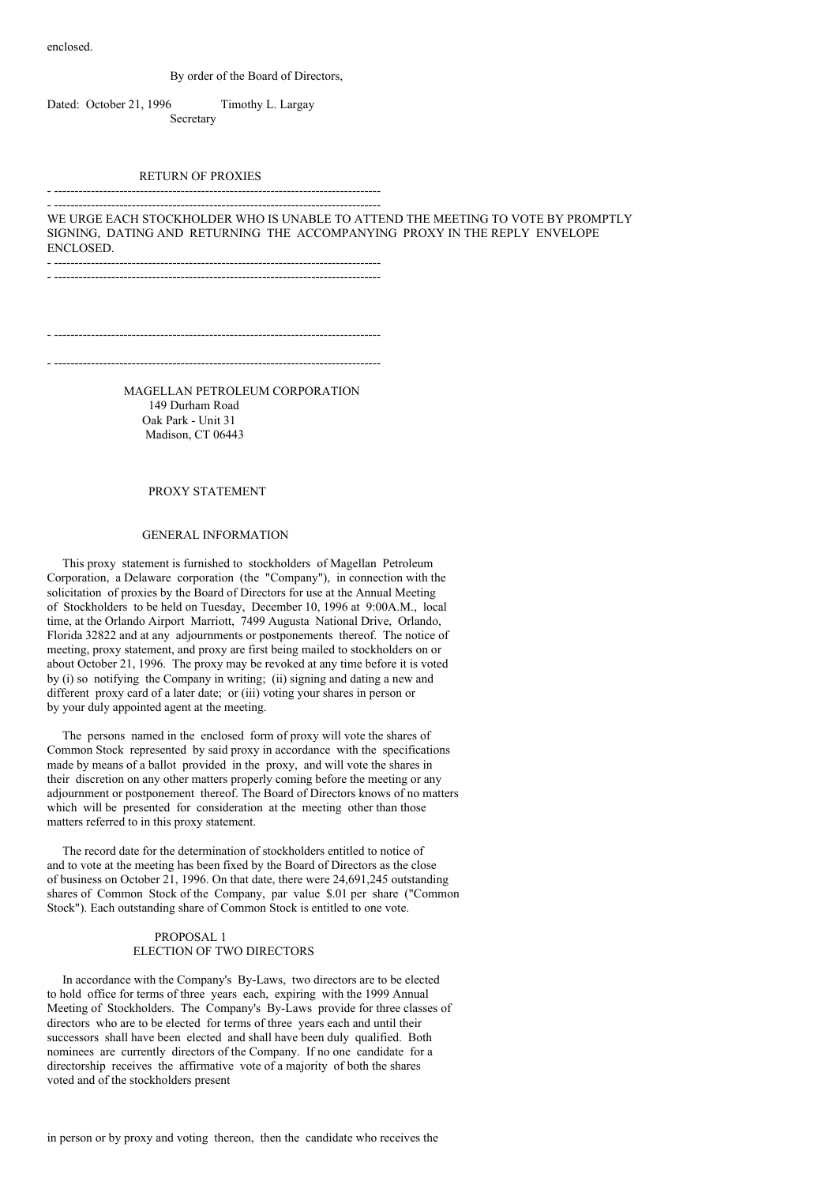enclosed.

By order of the Board of Directors,

Dated: October 21, 1996 Timothy L. Largay
Secretary

RETURN OF PROXIES

---

WE URGE EACH STOCKHOLDER WHO IS UNABLE TO ATTEND THE MEETING TO VOTE BY PROMPTLY SIGNING, DATING AND RETURNING THE ACCOMPANYING PROXY IN THE REPLY ENVELOPE ENCLOSED.

---

MAGELLAN PETROLEUM CORPORATION
149 Durham Road
Oak Park - Unit 31
Madison, CT 06443

## PROXY STATEMENT

### GENERAL INFORMATION

This proxy statement is furnished to stockholders of Magellan Petroleum Corporation, a Delaware corporation (the "Company"), in connection with the solicitation of proxies by the Board of Directors for use at the Annual Meeting of Stockholders to be held on Tuesday, December 10, 1996 at 9:00A.M., local time, at the Orlando Airport Marriott, 7499 Augusta National Drive, Orlando, Florida 32822 and at any adjournments or postponements thereof. The notice of meeting, proxy statement, and proxy are first being mailed to stockholders on or about October 21, 1996. The proxy may be revoked at any time before it is voted by (i) so notifying the Company in writing; (ii) signing and dating a new and different proxy card of a later date; or (iii) voting your shares in person or by your duly appointed agent at the meeting.

The persons named in the enclosed form of proxy will vote the shares of Common Stock represented by said proxy in accordance with the specifications made by means of a ballot provided in the proxy, and will vote the shares in their discretion on any other matters properly coming before the meeting or any adjournment or postponement thereof. The Board of Directors knows of no matters which will be presented for consideration at the meeting other than those matters referred to in this proxy statement.

The record date for the determination of stockholders entitled to notice of and to vote at the meeting has been fixed by the Board of Directors as the close of business on October 21, 1996. On that date, there were 24,691,245 outstanding shares of Common Stock of the Company, par value $.01 per share ("Common Stock"). Each outstanding share of Common Stock is entitled to one vote.

### PROPOSAL 1
### ELECTION OF TWO DIRECTORS

In accordance with the Company's By-Laws, two directors are to be elected to hold office for terms of three years each, expiring with the 1999 Annual Meeting of Stockholders. The Company's By-Laws provide for three classes of directors who are to be elected for terms of three years each and until their successors shall have been elected and shall have been duly qualified. Both nominees are currently directors of the Company. If no one candidate for a directorship receives the affirmative vote of a majority of both the shares voted and of the stockholders present

in person or by proxy and voting thereon, then the candidate who receives the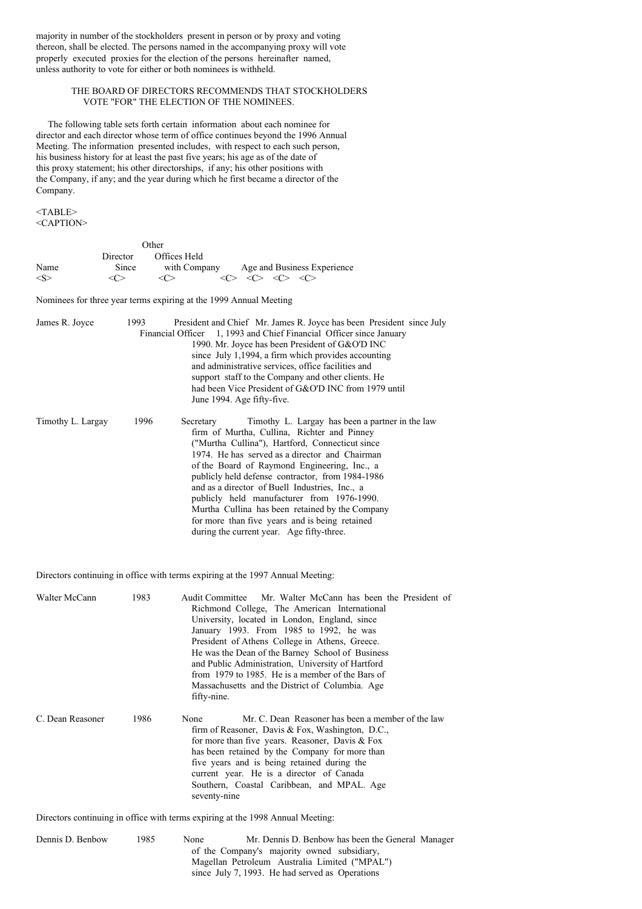majority in number of the stockholders present in person or by proxy and voting thereon, shall be elected. The persons named in the accompanying proxy will vote properly executed proxies for the election of the persons hereinafter named, unless authority to vote for either or both nominees is withheld.

THE BOARD OF DIRECTORS RECOMMENDS THAT STOCKHOLDERS VOTE "FOR" THE ELECTION OF THE NOMINEES.

The following table sets forth certain information about each nominee for director and each director whose term of office continues beyond the 1996 Annual Meeting. The information presented includes, with respect to each such person, his business history for at least the past five years; his age as of the date of this proxy statement; his other directorships, if any; his other positions with the Company, if any; and the year during which he first became a director of the Company.

| Name | Director Since | Other Offices Held with Company | Age and Business Experience |
|---|---|---|---|
| **Nominees for three year terms expiring at the 1999 Annual Meeting** | | | |
| James R. Joyce | 1993 | President and Chief Financial Officer | Mr. James R. Joyce has been President since July 1, 1993 and Chief Financial Officer since January 1990. Mr. Joyce has been President of G&O'D INC since July 1,1994, a firm which provides accounting and administrative services, office facilities and support staff to the Company and other clients. He had been Vice President of G&O'D INC from 1979 until June 1994. Age fifty-five. |
| Timothy L. Largay | 1996 | Secretary | Timothy L. Largay has been a partner in the law firm of Murtha, Cullina, Richter and Pinney ("Murtha Cullina"), Hartford, Connecticut since 1974. He has served as a director and Chairman of the Board of Raymond Engineering, Inc., a publicly held defense contractor, from 1984-1986 and as a director of Buell Industries, Inc., a publicly held manufacturer from 1976-1990. Murtha Cullina has been retained by the Company for more than five years and is being retained during the current year. Age fifty-three. |
| **Directors continuing in office with terms expiring at the 1997 Annual Meeting:** | | | |
| Walter McCann | 1983 | Audit Committee | Mr. Walter McCann has been the President of Richmond College, The American International University, located in London, England, since January 1993. From 1985 to 1992, he was President of Athens College in Athens, Greece. He was the Dean of the Barney School of Business and Public Administration, University of Hartford from 1979 to 1985. He is a member of the Bars of Massachusetts and the District of Columbia. Age fifty-nine. |
| C. Dean Reasoner | 1986 | None | Mr. C. Dean Reasoner has been a member of the law firm of Reasoner, Davis & Fox, Washington, D.C., for more than five years. Reasoner, Davis & Fox has been retained by the Company for more than five years and is being retained during the current year. He is a director of Canada Southern, Coastal Caribbean, and MPAL. Age seventy-nine |
| **Directors continuing in office with terms expiring at the 1998 Annual Meeting:** | | | |
| Dennis D. Benbow | 1985 | None | Mr. Dennis D. Benbow has been the General Manager of the Company's majority owned subsidiary, Magellan Petroleum Australia Limited ("MPAL") since July 7, 1993. He had served as Operations |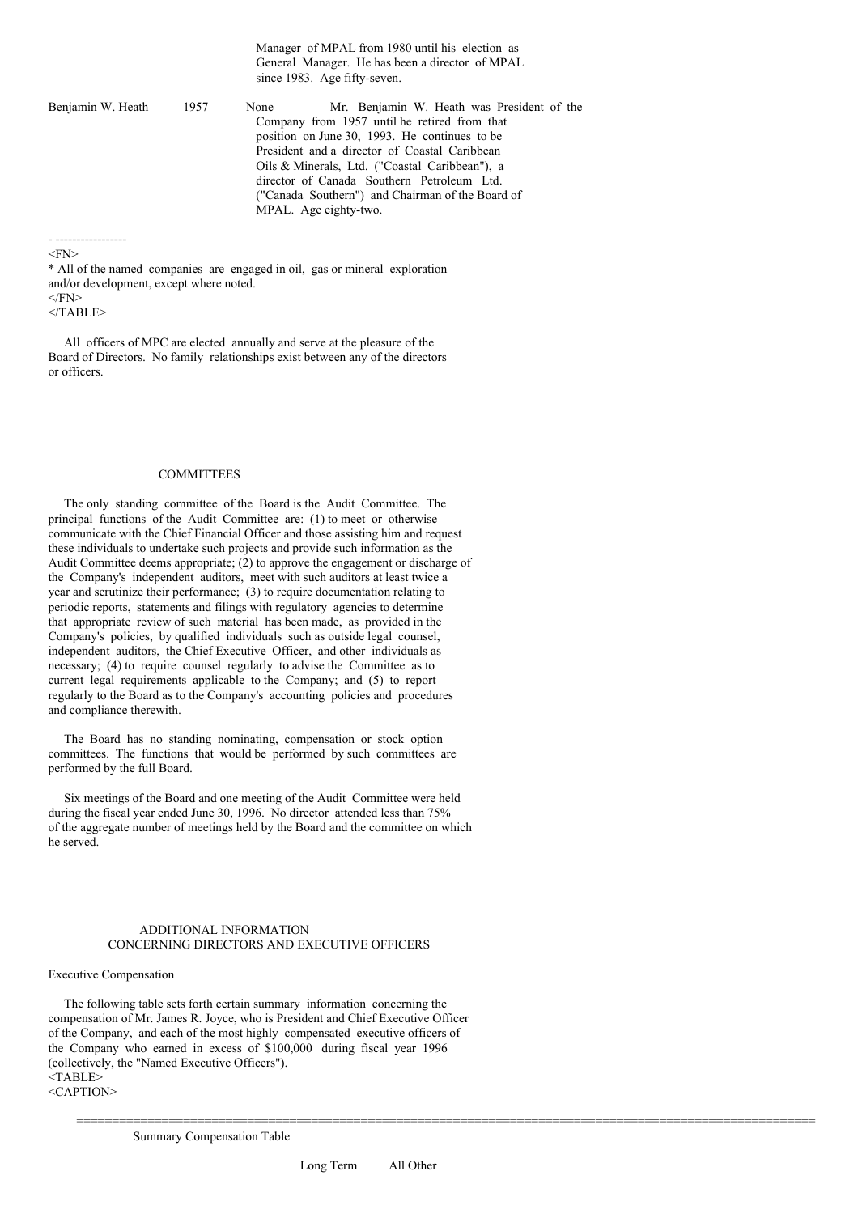| | | | |
|---|---|---|---|
| | | | Manager of MPAL from 1980 until his election as General Manager. He has been a director of MPAL since 1983. Age fifty-seven. |
| Benjamin W. Heath | 1957 | None | Mr. Benjamin W. Heath was President of the Company from 1957 until he retired from that position on June 30, 1993. He continues to be President and a director of Coastal Caribbean Oils & Minerals, Ltd. ("Coastal Caribbean"), a director of Canada Southern Petroleum Ltd. ("Canada Southern") and Chairman of the Board of MPAL. Age eighty-two. |

* All of the named companies are engaged in oil, gas or mineral exploration and/or development, except where noted.

All officers of MPC are elected annually and serve at the pleasure of the Board of Directors. No family relationships exist between any of the directors or officers.

## COMMITTEES

The only standing committee of the Board is the Audit Committee. The principal functions of the Audit Committee are: (1) to meet or otherwise communicate with the Chief Financial Officer and those assisting him and request these individuals to undertake such projects and provide such information as the Audit Committee deems appropriate; (2) to approve the engagement or discharge of the Company's independent auditors, meet with such auditors at least twice a year and scrutinize their performance; (3) to require documentation relating to periodic reports, statements and filings with regulatory agencies to determine that appropriate review of such material has been made, as provided in the Company's policies, by qualified individuals such as outside legal counsel, independent auditors, the Chief Executive Officer, and other individuals as necessary; (4) to require counsel regularly to advise the Committee as to current legal requirements applicable to the Company; and (5) to report regularly to the Board as to the Company's accounting policies and procedures and compliance therewith.

The Board has no standing nominating, compensation or stock option committees. The functions that would be performed by such committees are performed by the full Board.

Six meetings of the Board and one meeting of the Audit Committee were held during the fiscal year ended June 30, 1996. No director attended less than 75% of the aggregate number of meetings held by the Board and the committee on which he served.

## ADDITIONAL INFORMATION CONCERNING DIRECTORS AND EXECUTIVE OFFICERS

### Executive Compensation

The following table sets forth certain summary information concerning the compensation of Mr. James R. Joyce, who is President and Chief Executive Officer of the Company, and each of the most highly compensated executive officers of the Company who earned in excess of $100,000 during fiscal year 1996 (collectively, the "Named Executive Officers").

Summary Compensation Table

| | Long Term | All Other |
|---|---|---|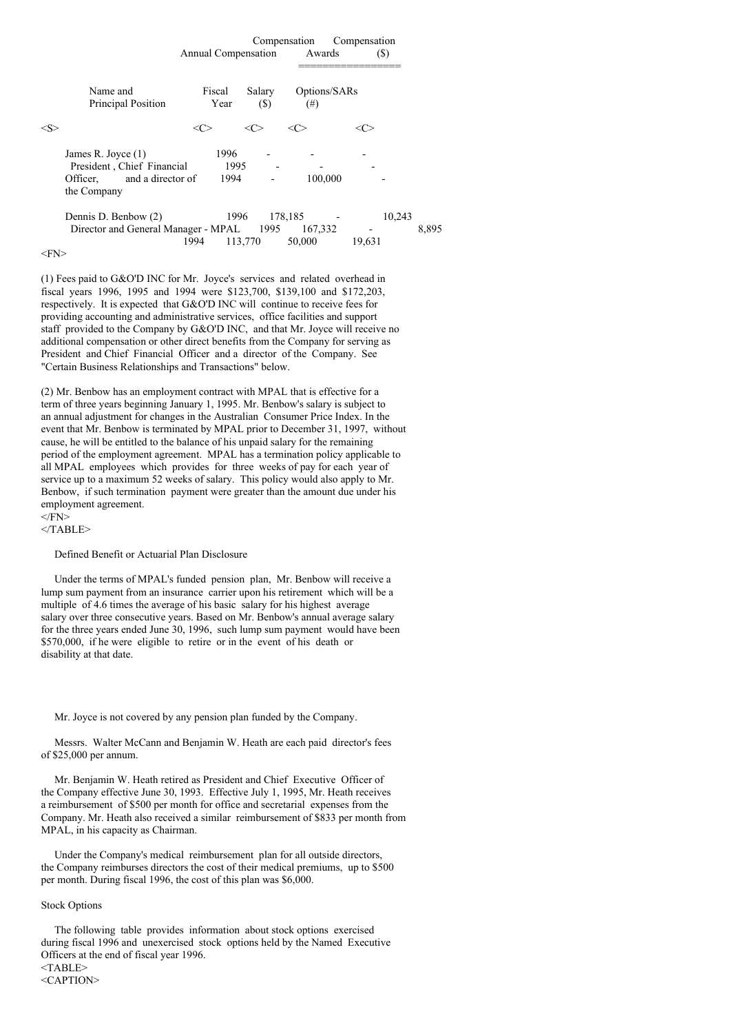| | Annual Compensation | | Compensation Awards | Compensation ($) |
|---|---|---|---|---|
| Name and Principal Position | Fiscal Year | Salary ($) | Options/SARs (#) | |
| James R. Joyce (1) President, Chief Financial Officer, and a director of the Company | 1996 | - | - | - |
| | 1995 | - | - | - |
| | 1994 | - | 100,000 | - |
| Dennis D. Benbow (2) Director and General Manager - MPAL | 1996 | 178,185 | - | 10,243 |
| | 1995 | 167,332 | - | 8,895 |
| | 1994 | 113,770 | 50,000 | 19,631 |

(1) Fees paid to G&O'D INC for Mr. Joyce's services and related overhead in fiscal years 1996, 1995 and 1994 were $123,700, $139,100 and $172,203, respectively. It is expected that G&O'D INC will continue to receive fees for providing accounting and administrative services, office facilities and support staff provided to the Company by G&O'D INC, and that Mr. Joyce will receive no additional compensation or other direct benefits from the Company for serving as President and Chief Financial Officer and a director of the Company. See "Certain Business Relationships and Transactions" below.

(2) Mr. Benbow has an employment contract with MPAL that is effective for a term of three years beginning January 1, 1995. Mr. Benbow's salary is subject to an annual adjustment for changes in the Australian Consumer Price Index. In the event that Mr. Benbow is terminated by MPAL prior to December 31, 1997, without cause, he will be entitled to the balance of his unpaid salary for the remaining period of the employment agreement. MPAL has a termination policy applicable to all MPAL employees which provides for three weeks of pay for each year of service up to a maximum 52 weeks of salary. This policy would also apply to Mr. Benbow, if such termination payment were greater than the amount due under his employment agreement.

Defined Benefit or Actuarial Plan Disclosure

Under the terms of MPAL's funded pension plan, Mr. Benbow will receive a lump sum payment from an insurance carrier upon his retirement which will be a multiple of 4.6 times the average of his basic salary for his highest average salary over three consecutive years. Based on Mr. Benbow's annual average salary for the three years ended June 30, 1996, such lump sum payment would have been $570,000, if he were eligible to retire or in the event of his death or disability at that date.

Mr. Joyce is not covered by any pension plan funded by the Company.

Messrs. Walter McCann and Benjamin W. Heath are each paid director's fees of $25,000 per annum.

Mr. Benjamin W. Heath retired as President and Chief Executive Officer of the Company effective June 30, 1993. Effective July 1, 1995, Mr. Heath receives a reimbursement of $500 per month for office and secretarial expenses from the Company. Mr. Heath also received a similar reimbursement of $833 per month from MPAL, in his capacity as Chairman.

Under the Company's medical reimbursement plan for all outside directors, the Company reimburses directors the cost of their medical premiums, up to $500 per month. During fiscal 1996, the cost of this plan was $6,000.

Stock Options

The following table provides information about stock options exercised during fiscal 1996 and unexercised stock options held by the Named Executive Officers at the end of fiscal year 1996.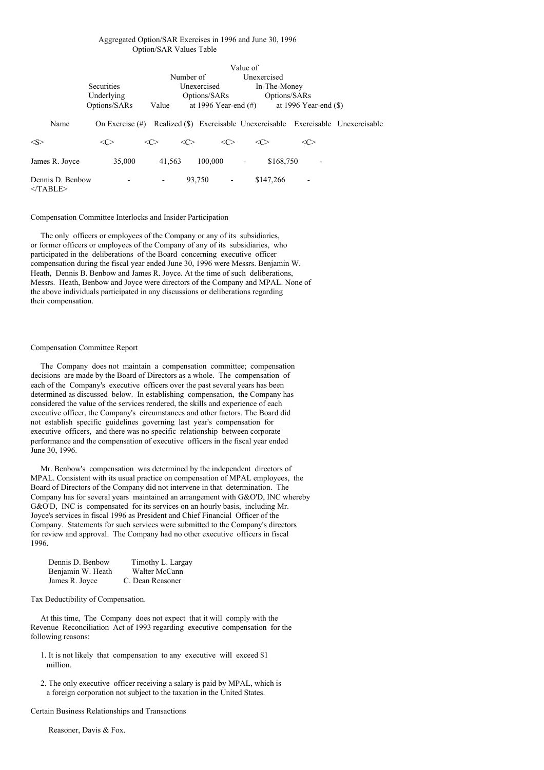Aggregated Option/SAR Exercises in 1996 and June 30, 1996
Option/SAR Values Table

| Name | Securities Underlying Options/SARs On Exercise (#) | Value Realized ($) | Number of Unexercised Options/SARs at 1996 Year-end (#) | | Value of Unexercised In-The-Money Options/SARs at 1996 Year-end ($) | |
|---|---|---|---|---|---|---|
| | | | Exercisable | Unexercisable | Exercisable | Unexercisable |
| James R. Joyce | 35,000 | 41,563 | 100,000 | - | $168,750 | - |
| Dennis D. Benbow | - | - | 93,750 | - | $147,266 | - |

Compensation Committee Interlocks and Insider Participation

The only officers or employees of the Company or any of its subsidiaries, or former officers or employees of the Company of any of its subsidiaries, who participated in the deliberations of the Board concerning executive officer compensation during the fiscal year ended June 30, 1996 were Messrs. Benjamin W. Heath, Dennis B. Benbow and James R. Joyce. At the time of such deliberations, Messrs. Heath, Benbow and Joyce were directors of the Company and MPAL. None of the above individuals participated in any discussions or deliberations regarding their compensation.

Compensation Committee Report

The Company does not maintain a compensation committee; compensation decisions are made by the Board of Directors as a whole. The compensation of each of the Company's executive officers over the past several years has been determined as discussed below. In establishing compensation, the Company has considered the value of the services rendered, the skills and experience of each executive officer, the Company's circumstances and other factors. The Board did not establish specific guidelines governing last year's compensation for executive officers, and there was no specific relationship between corporate performance and the compensation of executive officers in the fiscal year ended June 30, 1996.

Mr. Benbow's compensation was determined by the independent directors of MPAL. Consistent with its usual practice on compensation of MPAL employees, the Board of Directors of the Company did not intervene in that determination. The Company has for several years maintained an arrangement with G&O'D, INC whereby G&O'D, INC is compensated for its services on an hourly basis, including Mr. Joyce's services in fiscal 1996 as President and Chief Financial Officer of the Company. Statements for such services were submitted to the Company's directors for review and approval. The Company had no other executive officers in fiscal 1996.

Dennis D. Benbow — Timothy L. Largay
Benjamin W. Heath — Walter McCann
James R. Joyce — C. Dean Reasoner

Tax Deductibility of Compensation.

At this time, The Company does not expect that it will comply with the Revenue Reconciliation Act of 1993 regarding executive compensation for the following reasons:

1. It is not likely that compensation to any executive will exceed $1 million.
2. The only executive officer receiving a salary is paid by MPAL, which is a foreign corporation not subject to the taxation in the United States.

Certain Business Relationships and Transactions

Reasoner, Davis & Fox.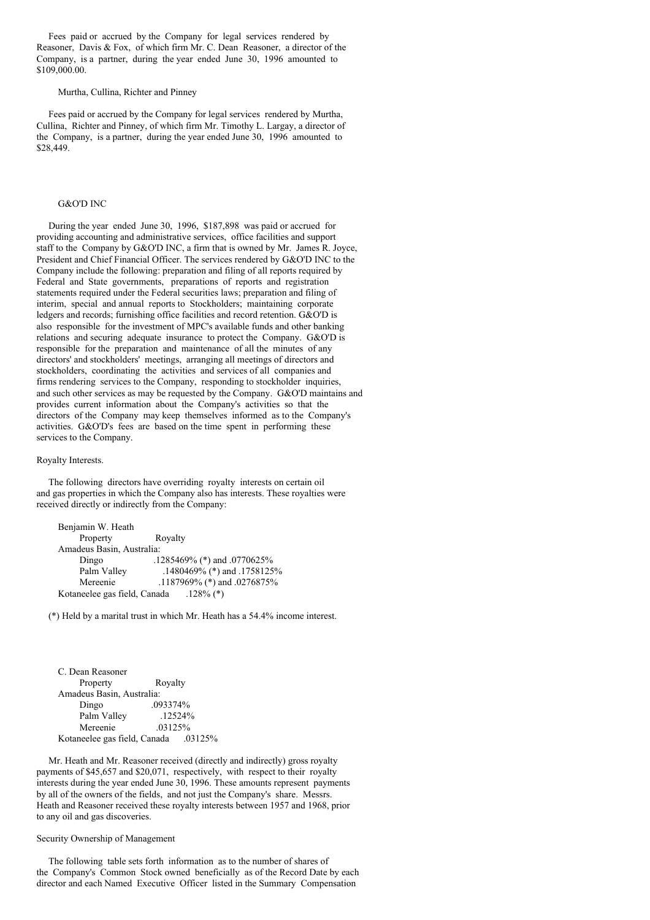Fees paid or accrued by the Company for legal services rendered by Reasoner, Davis & Fox, of which firm Mr. C. Dean Reasoner, a director of the Company, is a partner, during the year ended June 30, 1996 amounted to $109,000.00.

Murtha, Cullina, Richter and Pinney

Fees paid or accrued by the Company for legal services rendered by Murtha, Cullina, Richter and Pinney, of which firm Mr. Timothy L. Largay, a director of the Company, is a partner, during the year ended June 30, 1996 amounted to $28,449.

G&O'D INC

During the year ended June 30, 1996, $187,898 was paid or accrued for providing accounting and administrative services, office facilities and support staff to the Company by G&O'D INC, a firm that is owned by Mr. James R. Joyce, President and Chief Financial Officer. The services rendered by G&O'D INC to the Company include the following: preparation and filing of all reports required by Federal and State governments, preparations of reports and registration statements required under the Federal securities laws; preparation and filing of interim, special and annual reports to Stockholders; maintaining corporate ledgers and records; furnishing office facilities and record retention. G&O'D is also responsible for the investment of MPC's available funds and other banking relations and securing adequate insurance to protect the Company. G&O'D is responsible for the preparation and maintenance of all the minutes of any directors' and stockholders' meetings, arranging all meetings of directors and stockholders, coordinating the activities and services of all companies and firms rendering services to the Company, responding to stockholder inquiries, and such other services as may be requested by the Company. G&O'D maintains and provides current information about the Company's activities so that the directors of the Company may keep themselves informed as to the Company's activities. G&O'D's fees are based on the time spent in performing these services to the Company.

Royalty Interests.

The following directors have overriding royalty interests on certain oil and gas properties in which the Company also has interests. These royalties were received directly or indirectly from the Company:

Benjamin W. Heath

| Property | Royalty |
|---|---|
| Amadeus Basin, Australia: | |
| Dingo | .1285469% (*) and .0770625% |
| Palm Valley | .1480469% (*) and .1758125% |
| Mereenie | .1187969% (*) and .0276875% |
| Kotaneelee gas field, Canada | .128% (*) |

(*) Held by a marital trust in which Mr. Heath has a 54.4% income interest.

C. Dean Reasoner

| Property | Royalty |
|---|---|
| Amadeus Basin, Australia: | |
| Dingo | .093374% |
| Palm Valley | .12524% |
| Mereenie | .03125% |
| Kotaneelee gas field, Canada | .03125% |

Mr. Heath and Mr. Reasoner received (directly and indirectly) gross royalty payments of $45,657 and $20,071, respectively, with respect to their royalty interests during the year ended June 30, 1996. These amounts represent payments by all of the owners of the fields, and not just the Company's share. Messrs. Heath and Reasoner received these royalty interests between 1957 and 1968, prior to any oil and gas discoveries.

Security Ownership of Management

The following table sets forth information as to the number of shares of the Company's Common Stock owned beneficially as of the Record Date by each director and each Named Executive Officer listed in the Summary Compensation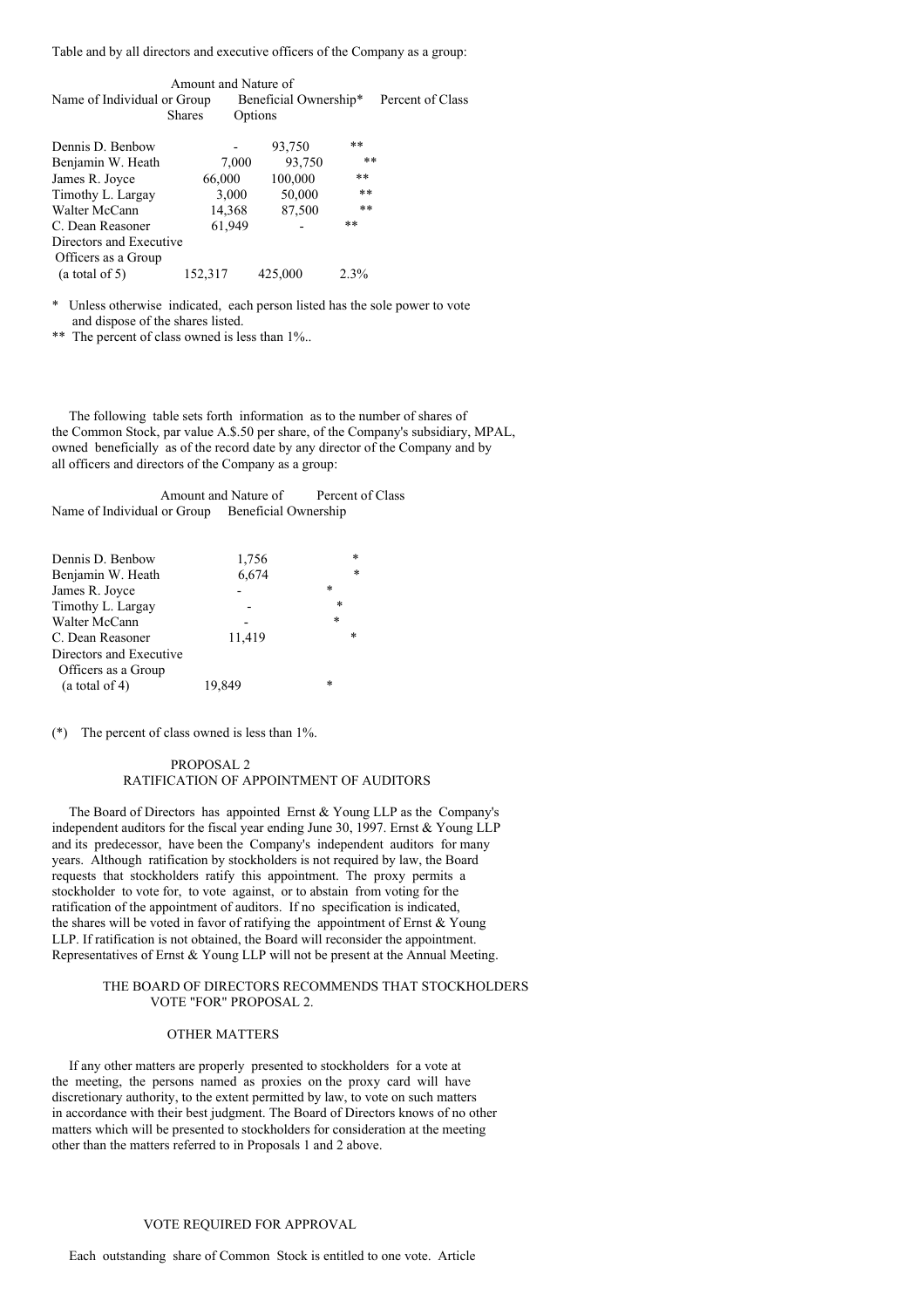Table and by all directors and executive officers of the Company as a group:

| Name of Individual or Group | Amount and Nature of Beneficial Ownership* | | Percent of Class |
|---|---|---|---|
| | Shares | Options | |
| Dennis D. Benbow | - | 93,750 | ** |
| Benjamin W. Heath | 7,000 | 93,750 | ** |
| James R. Joyce | 66,000 | 100,000 | ** |
| Timothy L. Largay | 3,000 | 50,000 | ** |
| Walter McCann | 14,368 | 87,500 | ** |
| C. Dean Reasoner | 61,949 | - | ** |
| Directors and Executive Officers as a Group (a total of 5) | 152,317 | 425,000 | 2.3% |

\* Unless otherwise indicated, each person listed has the sole power to vote and dispose of the shares listed.

\** The percent of class owned is less than 1%..

The following table sets forth information as to the number of shares of the Common Stock, par value A.$.50 per share, of the Company's subsidiary, MPAL, owned beneficially as of the record date by any director of the Company and by all officers and directors of the Company as a group:

| Name of Individual or Group | Amount and Nature of Beneficial Ownership | Percent of Class |
|---|---|---|
| Dennis D. Benbow | 1,756 | * |
| Benjamin W. Heath | 6,674 | * |
| James R. Joyce | - | * |
| Timothy L. Largay | - | * |
| Walter McCann | - | * |
| C. Dean Reasoner | 11,419 | * |
| Directors and Executive Officers as a Group (a total of 4) | 19,849 | * |

(*) The percent of class owned is less than 1%.

## PROPOSAL 2
## RATIFICATION OF APPOINTMENT OF AUDITORS

The Board of Directors has appointed Ernst & Young LLP as the Company's independent auditors for the fiscal year ending June 30, 1997. Ernst & Young LLP and its predecessor, have been the Company's independent auditors for many years. Although ratification by stockholders is not required by law, the Board requests that stockholders ratify this appointment. The proxy permits a stockholder to vote for, to vote against, or to abstain from voting for the ratification of the appointment of auditors. If no specification is indicated, the shares will be voted in favor of ratifying the appointment of Ernst & Young LLP. If ratification is not obtained, the Board will reconsider the appointment. Representatives of Ernst & Young LLP will not be present at the Annual Meeting.

**THE BOARD OF DIRECTORS RECOMMENDS THAT STOCKHOLDERS VOTE "FOR" PROPOSAL 2.**

## OTHER MATTERS

If any other matters are properly presented to stockholders for a vote at the meeting, the persons named as proxies on the proxy card will have discretionary authority, to the extent permitted by law, to vote on such matters in accordance with their best judgment. The Board of Directors knows of no other matters which will be presented to stockholders for consideration at the meeting other than the matters referred to in Proposals 1 and 2 above.

## VOTE REQUIRED FOR APPROVAL

Each outstanding share of Common Stock is entitled to one vote. Article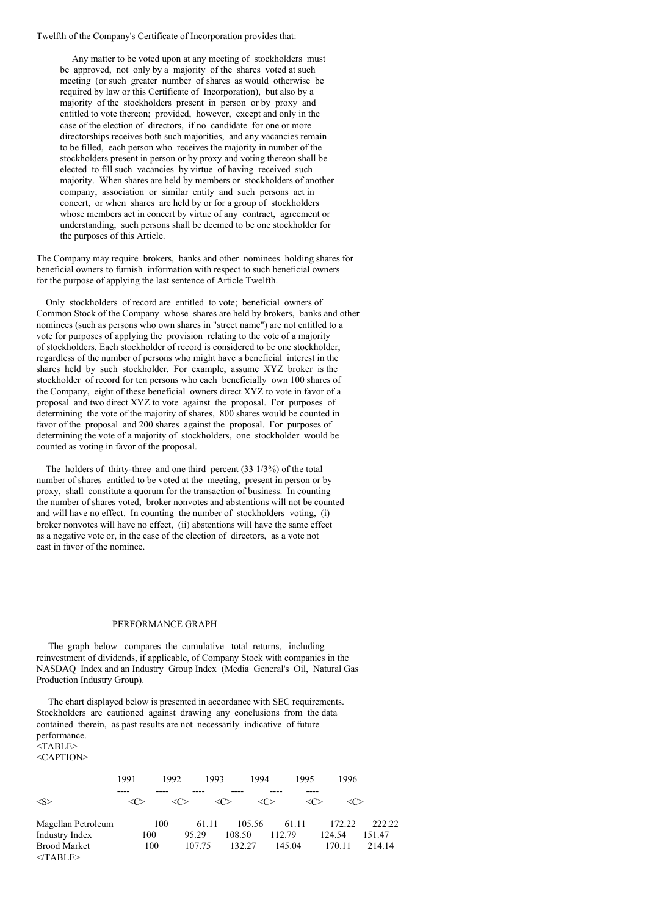Twelfth of the Company's Certificate of Incorporation provides that:

> Any matter to be voted upon at any meeting of stockholders must be approved, not only by a majority of the shares voted at such meeting (or such greater number of shares as would otherwise be required by law or this Certificate of Incorporation), but also by a majority of the stockholders present in person or by proxy and entitled to vote thereon; provided, however, except and only in the case of the election of directors, if no candidate for one or more directorships receives both such majorities, and any vacancies remain to be filled, each person who receives the majority in number of the stockholders present in person or by proxy and voting thereon shall be elected to fill such vacancies by virtue of having received such majority. When shares are held by members or stockholders of another company, association or similar entity and such persons act in concert, or when shares are held by or for a group of stockholders whose members act in concert by virtue of any contract, agreement or understanding, such persons shall be deemed to be one stockholder for the purposes of this Article.

The Company may require brokers, banks and other nominees holding shares for beneficial owners to furnish information with respect to such beneficial owners for the purpose of applying the last sentence of Article Twelfth.

Only stockholders of record are entitled to vote; beneficial owners of Common Stock of the Company whose shares are held by brokers, banks and other nominees (such as persons who own shares in "street name") are not entitled to a vote for purposes of applying the provision relating to the vote of a majority of stockholders. Each stockholder of record is considered to be one stockholder, regardless of the number of persons who might have a beneficial interest in the shares held by such stockholder. For example, assume XYZ broker is the stockholder of record for ten persons who each beneficially own 100 shares of the Company, eight of these beneficial owners direct XYZ to vote in favor of a proposal and two direct XYZ to vote against the proposal. For purposes of determining the vote of the majority of shares, 800 shares would be counted in favor of the proposal and 200 shares against the proposal. For purposes of determining the vote of a majority of stockholders, one stockholder would be counted as voting in favor of the proposal.

The holders of thirty-three and one third percent (33 1/3%) of the total number of shares entitled to be voted at the meeting, present in person or by proxy, shall constitute a quorum for the transaction of business. In counting the number of shares voted, broker nonvotes and abstentions will not be counted and will have no effect. In counting the number of stockholders voting, (i) broker nonvotes will have no effect, (ii) abstentions will have the same effect as a negative vote or, in the case of the election of directors, as a vote not cast in favor of the nominee.

## PERFORMANCE GRAPH

The graph below compares the cumulative total returns, including reinvestment of dividends, if applicable, of Company Stock with companies in the NASDAQ Index and an Industry Group Index (Media General's Oil, Natural Gas Production Industry Group).

The chart displayed below is presented in accordance with SEC requirements. Stockholders are cautioned against drawing any conclusions from the data contained therein, as past results are not necessarily indicative of future performance.

| | 1991 | 1992 | 1993 | 1994 | 1995 | 1996 |
|---|---|---|---|---|---|---|
| Magellan Petroleum | 100 | 61.11 | 105.56 | 61.11 | 172.22 | 222.22 |
| Industry Index | 100 | 95.29 | 108.50 | 112.79 | 124.54 | 151.47 |
| Brood Market | 100 | 107.75 | 132.27 | 145.04 | 170.11 | 214.14 |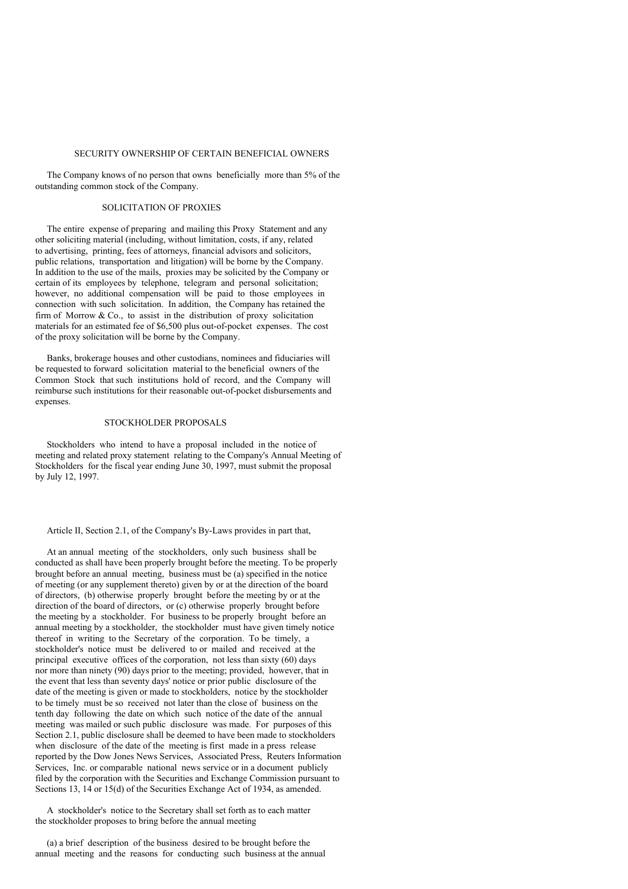## SECURITY OWNERSHIP OF CERTAIN BENEFICIAL OWNERS

The Company knows of no person that owns beneficially more than 5% of the outstanding common stock of the Company.

## SOLICITATION OF PROXIES

The entire expense of preparing and mailing this Proxy Statement and any other soliciting material (including, without limitation, costs, if any, related to advertising, printing, fees of attorneys, financial advisors and solicitors, public relations, transportation and litigation) will be borne by the Company. In addition to the use of the mails, proxies may be solicited by the Company or certain of its employees by telephone, telegram and personal solicitation; however, no additional compensation will be paid to those employees in connection with such solicitation. In addition, the Company has retained the firm of Morrow & Co., to assist in the distribution of proxy solicitation materials for an estimated fee of $6,500 plus out-of-pocket expenses. The cost of the proxy solicitation will be borne by the Company.

Banks, brokerage houses and other custodians, nominees and fiduciaries will be requested to forward solicitation material to the beneficial owners of the Common Stock that such institutions hold of record, and the Company will reimburse such institutions for their reasonable out-of-pocket disbursements and expenses.

## STOCKHOLDER PROPOSALS

Stockholders who intend to have a proposal included in the notice of meeting and related proxy statement relating to the Company's Annual Meeting of Stockholders for the fiscal year ending June 30, 1997, must submit the proposal by July 12, 1997.

Article II, Section 2.1, of the Company's By-Laws provides in part that,

At an annual meeting of the stockholders, only such business shall be conducted as shall have been properly brought before the meeting. To be properly brought before an annual meeting, business must be (a) specified in the notice of meeting (or any supplement thereto) given by or at the direction of the board of directors, (b) otherwise properly brought before the meeting by or at the direction of the board of directors, or (c) otherwise properly brought before the meeting by a stockholder. For business to be properly brought before an annual meeting by a stockholder, the stockholder must have given timely notice thereof in writing to the Secretary of the corporation. To be timely, a stockholder's notice must be delivered to or mailed and received at the principal executive offices of the corporation, not less than sixty (60) days nor more than ninety (90) days prior to the meeting; provided, however, that in the event that less than seventy days' notice or prior public disclosure of the date of the meeting is given or made to stockholders, notice by the stockholder to be timely must be so received not later than the close of business on the tenth day following the date on which such notice of the date of the annual meeting was mailed or such public disclosure was made. For purposes of this Section 2.1, public disclosure shall be deemed to have been made to stockholders when disclosure of the date of the meeting is first made in a press release reported by the Dow Jones News Services, Associated Press, Reuters Information Services, Inc. or comparable national news service or in a document publicly filed by the corporation with the Securities and Exchange Commission pursuant to Sections 13, 14 or 15(d) of the Securities Exchange Act of 1934, as amended.

A stockholder's notice to the Secretary shall set forth as to each matter the stockholder proposes to bring before the annual meeting

(a) a brief description of the business desired to be brought before the annual meeting and the reasons for conducting such business at the annual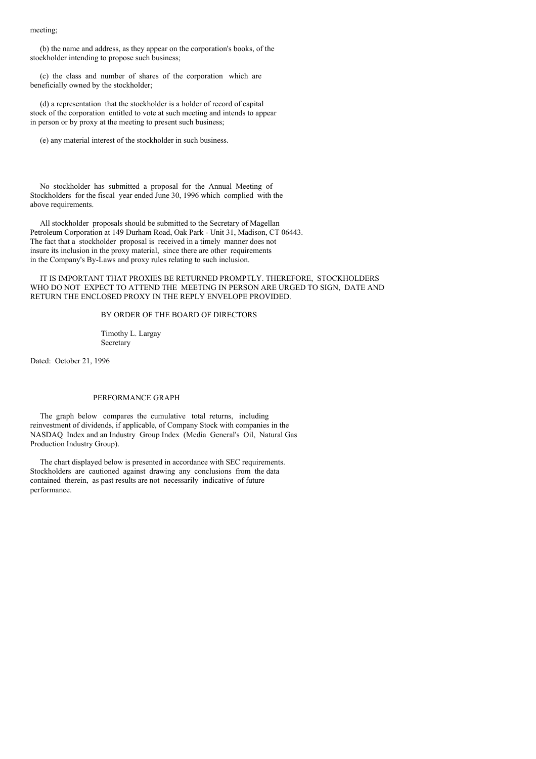meeting;

(b) the name and address, as they appear on the corporation's books, of the stockholder intending to propose such business;

(c) the class and number of shares of the corporation which are beneficially owned by the stockholder;

(d) a representation that the stockholder is a holder of record of capital stock of the corporation entitled to vote at such meeting and intends to appear in person or by proxy at the meeting to present such business;

(e) any material interest of the stockholder in such business.

No stockholder has submitted a proposal for the Annual Meeting of Stockholders for the fiscal year ended June 30, 1996 which complied with the above requirements.

All stockholder proposals should be submitted to the Secretary of Magellan Petroleum Corporation at 149 Durham Road, Oak Park - Unit 31, Madison, CT 06443. The fact that a stockholder proposal is received in a timely manner does not insure its inclusion in the proxy material, since there are other requirements in the Company's By-Laws and proxy rules relating to such inclusion.

IT IS IMPORTANT THAT PROXIES BE RETURNED PROMPTLY. THEREFORE, STOCKHOLDERS WHO DO NOT EXPECT TO ATTEND THE MEETING IN PERSON ARE URGED TO SIGN, DATE AND RETURN THE ENCLOSED PROXY IN THE REPLY ENVELOPE PROVIDED.

BY ORDER OF THE BOARD OF DIRECTORS

Timothy L. Largay
Secretary

Dated: October 21, 1996

## PERFORMANCE GRAPH

The graph below compares the cumulative total returns, including reinvestment of dividends, if applicable, of Company Stock with companies in the NASDAQ Index and an Industry Group Index (Media General's Oil, Natural Gas Production Industry Group).

The chart displayed below is presented in accordance with SEC requirements. Stockholders are cautioned against drawing any conclusions from the data contained therein, as past results are not necessarily indicative of future performance.